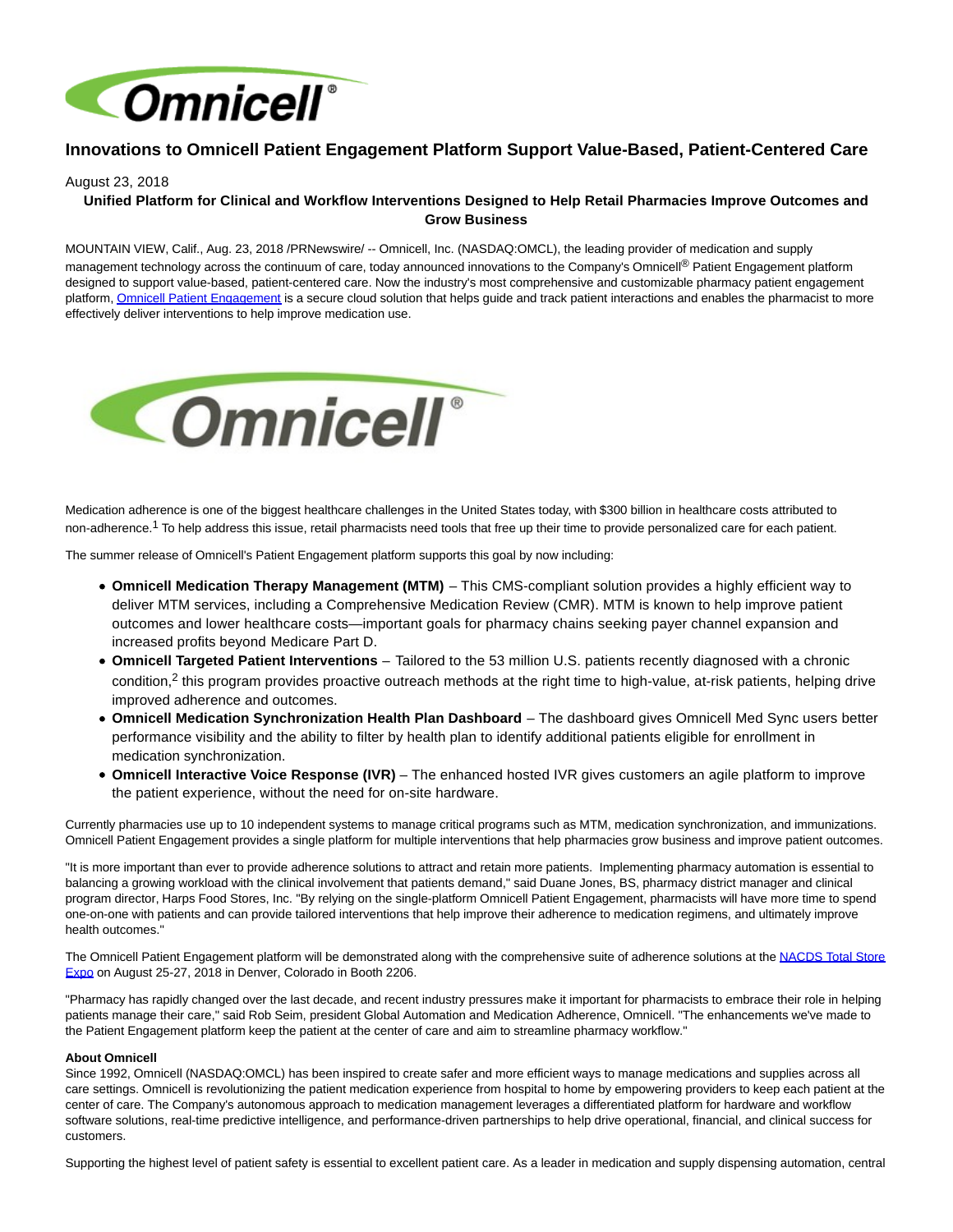# Innovations to Omnicell Patient Engagement Platform Support Value-Based, Patient-Centered Care

August 23, 2018

**Unified Platform for Clinical and Workflow Interventions Designed to Help Retail Pharmacies Improve Outcomes and Grow Business**

MOUNTAIN VIEW, Calif., Aug. 23, 2018 /PRNewswire/ -- Omnicell, Inc. (NASDAQ:OMCL), the leading provider of medication and supply management technology across the continuum of care, today announced innovations to the Company's Omnicell® Patient Engagement platform designed to support value-based, patient-centered care. Now the industry's most comprehensive and customizable pharmacy patient engagement platform, Omnicell Patient Engagement is a secure cloud solution that helps guide and track patient interactions and enables the pharmacist to more effectively deliver interventions to help improve medication use.

Medication adherence is one of the biggest healthcare challenges in the United States today, with $300 billion in healthcare costs attributed to non-adherence.[1] To help address this issue, retail pharmacists need tools that free up their time to provide personalized care for each patient.

The summer release of Omnicell's Patient Engagement platform supports this goal by now including:

- **Omnicell Medication Therapy Management (MTM)** – This CMS-compliant solution provides a highly efficient way to deliver MTM services, including a Comprehensive Medication Review (CMR). MTM is known to help improve patient outcomes and lower healthcare costs—important goals for pharmacy chains seeking payer channel expansion and increased profits beyond Medicare Part D.
- **Omnicell Targeted Patient Interventions** – Tailored to the 53 million U.S. patients recently diagnosed with a chronic condition,[2] this program provides proactive outreach methods at the right time to high-value, at-risk patients, helping drive improved adherence and outcomes.
- **Omnicell Medication Synchronization Health Plan Dashboard** – The dashboard gives Omnicell Med Sync users better performance visibility and the ability to filter by health plan to identify additional patients eligible for enrollment in medication synchronization.
- **Omnicell Interactive Voice Response (IVR)** – The enhanced hosted IVR gives customers an agile platform to improve the patient experience, without the need for on-site hardware.

Currently pharmacies use up to 10 independent systems to manage critical programs such as MTM, medication synchronization, and immunizations. Omnicell Patient Engagement provides a single platform for multiple interventions that help pharmacies grow business and improve patient outcomes.

"It is more important than ever to provide adherence solutions to attract and retain more patients. Implementing pharmacy automation is essential to balancing a growing workload with the clinical involvement that patients demand," said Duane Jones, BS, pharmacy district manager and clinical program director, Harps Food Stores, Inc. "By relying on the single-platform Omnicell Patient Engagement, pharmacists will have more time to spend one-on-one with patients and can provide tailored interventions that help improve their adherence to medication regimens, and ultimately improve health outcomes."

The Omnicell Patient Engagement platform will be demonstrated along with the comprehensive suite of adherence solutions at the NACDS Total Store Expo on August 25-27, 2018 in Denver, Colorado in Booth 2206.

"Pharmacy has rapidly changed over the last decade, and recent industry pressures make it important for pharmacists to embrace their role in helping patients manage their care," said Rob Seim, president Global Automation and Medication Adherence, Omnicell. "The enhancements we've made to the Patient Engagement platform keep the patient at the center of care and aim to streamline pharmacy workflow."

**About Omnicell**
Since 1992, Omnicell (NASDAQ:OMCL) has been inspired to create safer and more efficient ways to manage medications and supplies across all care settings. Omnicell is revolutionizing the patient medication experience from hospital to home by empowering providers to keep each patient at the center of care. The Company's autonomous approach to medication management leverages a differentiated platform for hardware and workflow software solutions, real-time predictive intelligence, and performance-driven partnerships to help drive operational, financial, and clinical success for customers.

Supporting the highest level of patient safety is essential to excellent patient care. As a leader in medication and supply dispensing automation, central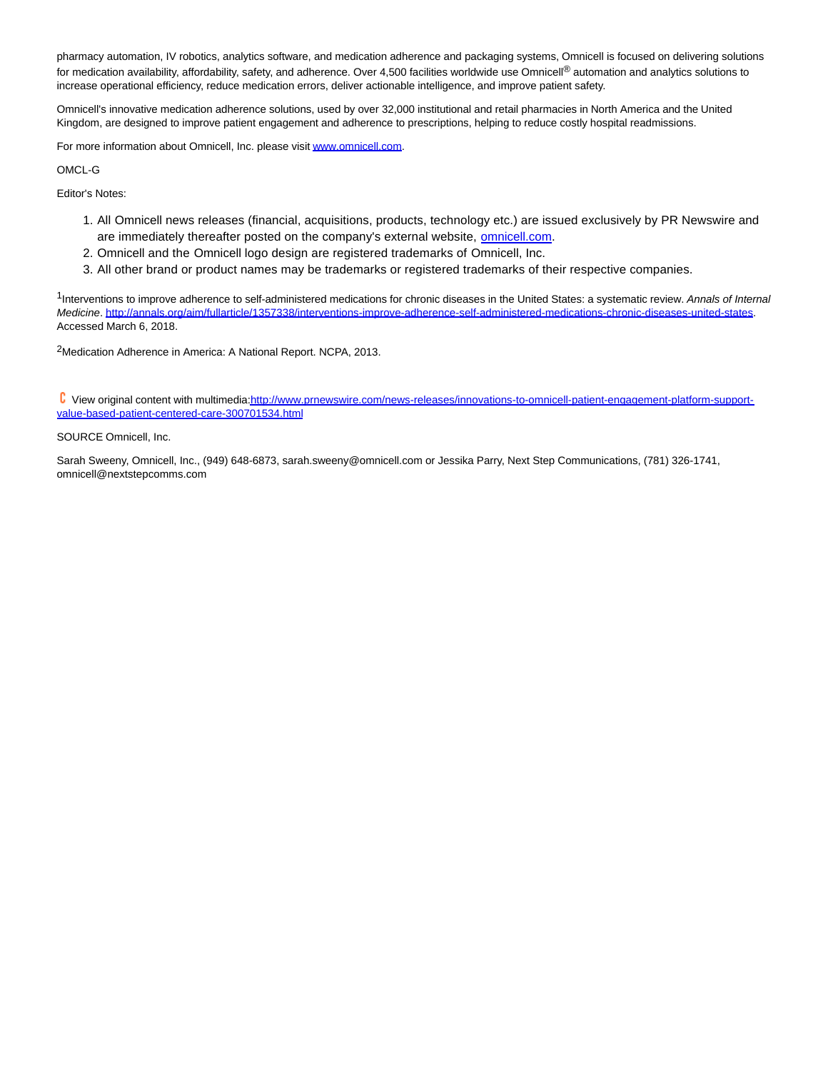pharmacy automation, IV robotics, analytics software, and medication adherence and packaging systems, Omnicell is focused on delivering solutions for medication availability, affordability, safety, and adherence. Over 4,500 facilities worldwide use Omnicell® automation and analytics solutions to increase operational efficiency, reduce medication errors, deliver actionable intelligence, and improve patient safety.

Omnicell's innovative medication adherence solutions, used by over 32,000 institutional and retail pharmacies in North America and the United Kingdom, are designed to improve patient engagement and adherence to prescriptions, helping to reduce costly hospital readmissions.

For more information about Omnicell, Inc. please visit [www.omnicell.com](http://www.omnicell.com).

OMCL-G

Editor's Notes:

1. All Omnicell news releases (financial, acquisitions, products, technology etc.) are issued exclusively by PR Newswire and are immediately thereafter posted on the company's external website, [omnicell.com](http://omnicell.com).
2. Omnicell and the Omnicell logo design are registered trademarks of Omnicell, Inc.
3. All other brand or product names may be trademarks or registered trademarks of their respective companies.

[1]Interventions to improve adherence to self-administered medications for chronic diseases in the United States: a systematic review. *Annals of Internal Medicine*. http://annals.org/aim/fullarticle/1357338/interventions-improve-adherence-self-administered-medications-chronic-diseases-united-states. Accessed March 6, 2018.

[2]Medication Adherence in America: A National Report. NCPA, 2013.

View original content with multimedia:http://www.prnewswire.com/news-releases/innovations-to-omnicell-patient-engagement-platform-support-value-based-patient-centered-care-300701534.html

SOURCE Omnicell, Inc.

Sarah Sweeny, Omnicell, Inc., (949) 648-6873, sarah.sweeny@omnicell.com or Jessika Parry, Next Step Communications, (781) 326-1741, omnicell@nextstepcomms.com